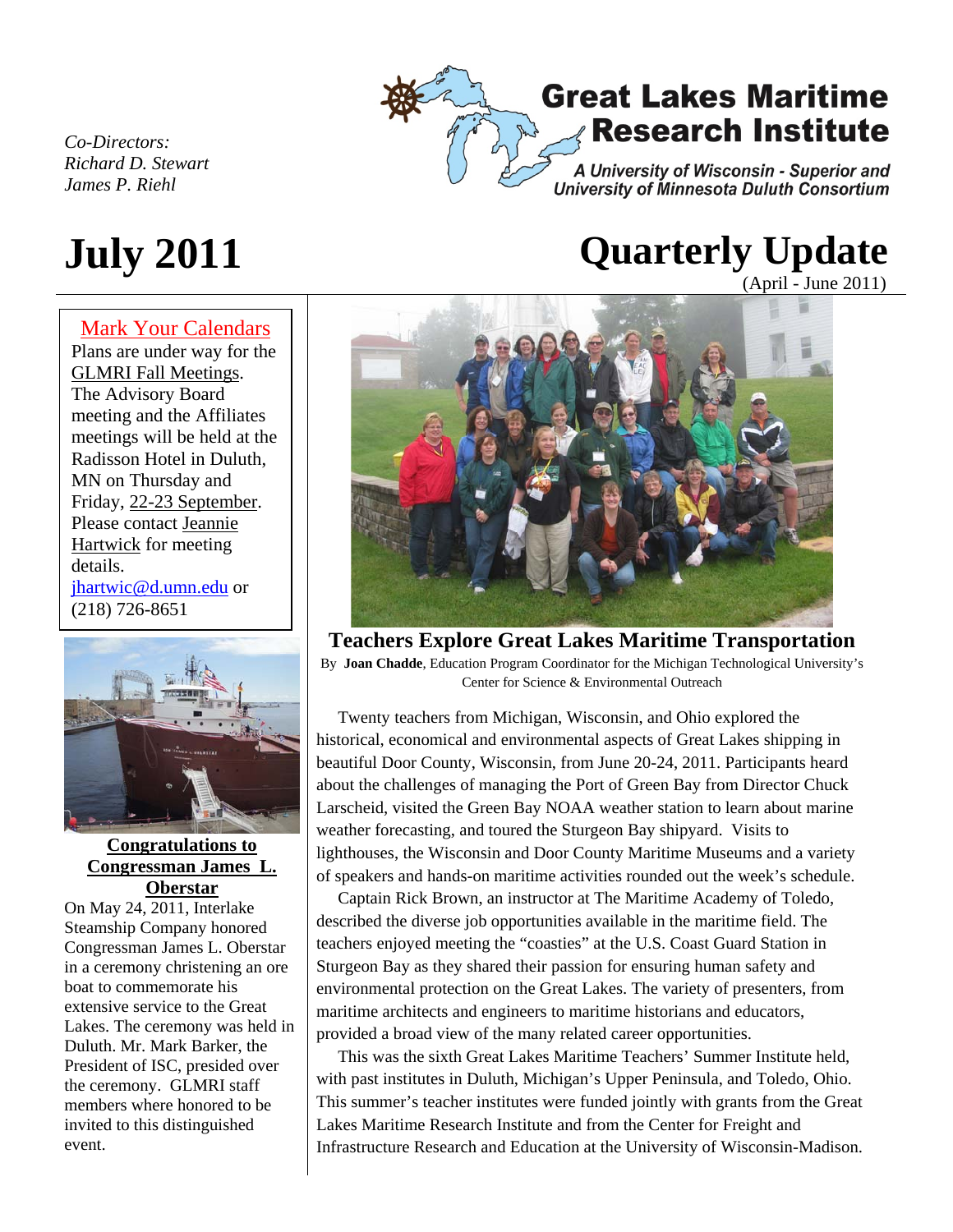*Co-Directors:*
*Richard D. Stewart*
*James P. Riehl*

# Great Lakes Maritime Research Institute

*A University of Wisconsin - Superior and University of Minnesota Duluth Consortium*

# July 2011

# Quarterly Update

(April - June 2011)

## Mark Your Calendars

Plans are under way for the GLMRI Fall Meetings. The Advisory Board meeting and the Affiliates meetings will be held at the Radisson Hotel in Duluth, MN on Thursday and Friday, 22-23 September. Please contact Jeannie Hartwick for meeting details.
jhartwic@d.umn.edu or (218) 726-8651

## Congratulations to Congressman James L. Oberstar

On May 24, 2011, Interlake Steamship Company honored Congressman James L. Oberstar in a ceremony christening an ore boat to commemorate his extensive service to the Great Lakes. The ceremony was held in Duluth. Mr. Mark Barker, the President of ISC, presided over the ceremony. GLMRI staff members where honored to be invited to this distinguished event.

## Teachers Explore Great Lakes Maritime Transportation

By **Joan Chadde**, Education Program Coordinator for the Michigan Technological University's Center for Science & Environmental Outreach

Twenty teachers from Michigan, Wisconsin, and Ohio explored the historical, economical and environmental aspects of Great Lakes shipping in beautiful Door County, Wisconsin, from June 20-24, 2011. Participants heard about the challenges of managing the Port of Green Bay from Director Chuck Larscheid, visited the Green Bay NOAA weather station to learn about marine weather forecasting, and toured the Sturgeon Bay shipyard. Visits to lighthouses, the Wisconsin and Door County Maritime Museums and a variety of speakers and hands-on maritime activities rounded out the week's schedule.

Captain Rick Brown, an instructor at The Maritime Academy of Toledo, described the diverse job opportunities available in the maritime field. The teachers enjoyed meeting the "coasties" at the U.S. Coast Guard Station in Sturgeon Bay as they shared their passion for ensuring human safety and environmental protection on the Great Lakes. The variety of presenters, from maritime architects and engineers to maritime historians and educators, provided a broad view of the many related career opportunities.

This was the sixth Great Lakes Maritime Teachers' Summer Institute held, with past institutes in Duluth, Michigan's Upper Peninsula, and Toledo, Ohio. This summer's teacher institutes were funded jointly with grants from the Great Lakes Maritime Research Institute and from the Center for Freight and Infrastructure Research and Education at the University of Wisconsin-Madison.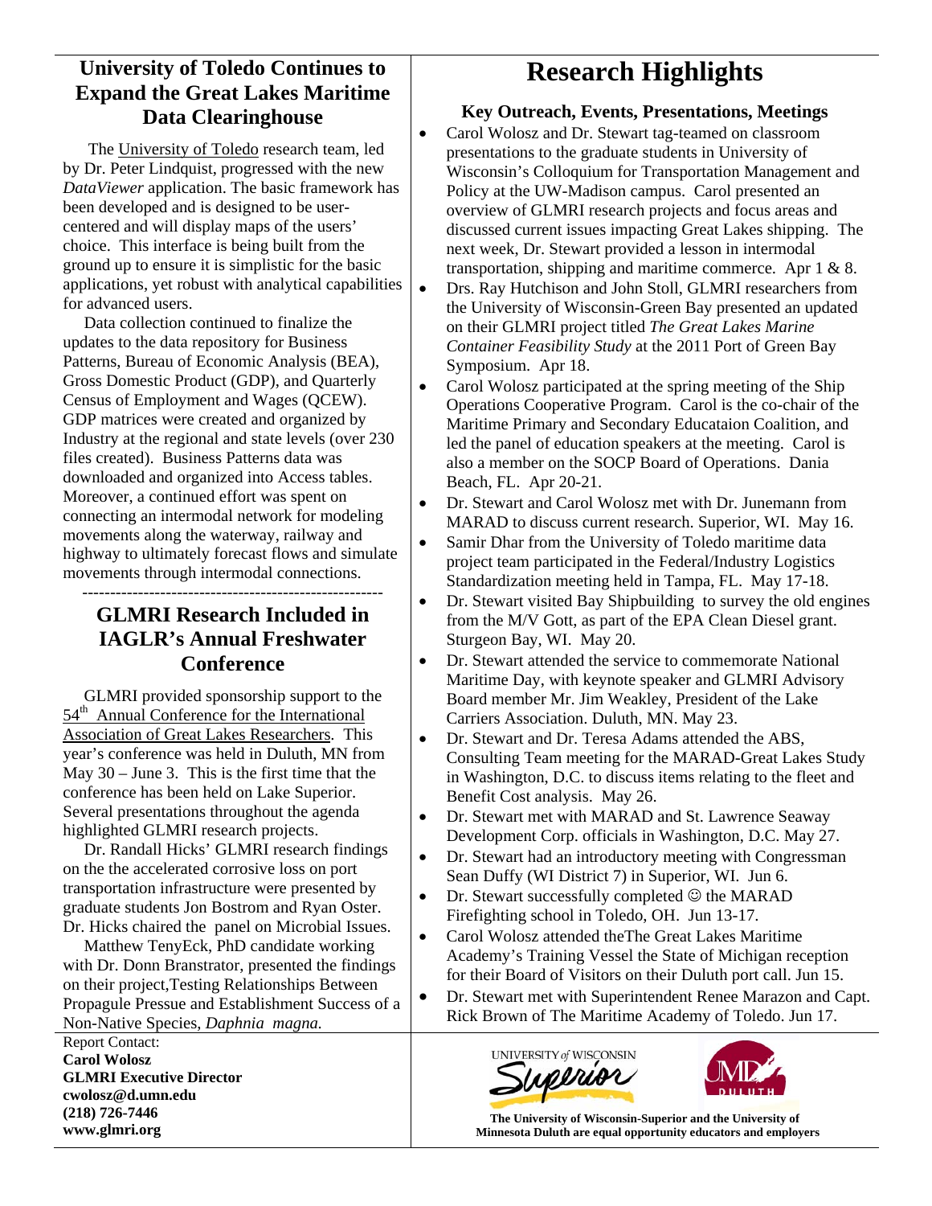## University of Toledo Continues to Expand the Great Lakes Maritime Data Clearinghouse

The University of Toledo research team, led by Dr. Peter Lindquist, progressed with the new *DataViewer* application. The basic framework has been developed and is designed to be user-centered and will display maps of the users' choice. This interface is being built from the ground up to ensure it is simplistic for the basic applications, yet robust with analytical capabilities for advanced users.

Data collection continued to finalize the updates to the data repository for Business Patterns, Bureau of Economic Analysis (BEA), Gross Domestic Product (GDP), and Quarterly Census of Employment and Wages (QCEW). GDP matrices were created and organized by Industry at the regional and state levels (over 230 files created). Business Patterns data was downloaded and organized into Access tables. Moreover, a continued effort was spent on connecting an intermodal network for modeling movements along the waterway, railway and highway to ultimately forecast flows and simulate movements through intermodal connections.

---

## GLMRI Research Included in IAGLR's Annual Freshwater Conference

GLMRI provided sponsorship support to the 54th Annual Conference for the International Association of Great Lakes Researchers. This year's conference was held in Duluth, MN from May 30 – June 3. This is the first time that the conference has been held on Lake Superior. Several presentations throughout the agenda highlighted GLMRI research projects.

Dr. Randall Hicks' GLMRI research findings on the the accelerated corrosive loss on port transportation infrastructure were presented by graduate students Jon Bostrom and Ryan Oster. Dr. Hicks chaired the panel on Microbial Issues.

Matthew TenyEck, PhD candidate working with Dr. Donn Branstrator, presented the findings on their project,Testing Relationships Between Propagule Pressue and Establishment Success of a Non-Native Species, *Daphnia magna.*

Report Contact:
**Carol Wolosz**
**GLMRI Executive Director**
**cwolosz@d.umn.edu**
**(218) 726-7446**
**www.glmri.org**

# Research Highlights

### Key Outreach, Events, Presentations, Meetings

- Carol Wolosz and Dr. Stewart tag-teamed on classroom presentations to the graduate students in University of Wisconsin's Colloquium for Transportation Management and Policy at the UW-Madison campus. Carol presented an overview of GLMRI research projects and focus areas and discussed current issues impacting Great Lakes shipping. The next week, Dr. Stewart provided a lesson in intermodal transportation, shipping and maritime commerce. Apr 1 & 8.
- Drs. Ray Hutchison and John Stoll, GLMRI researchers from the University of Wisconsin-Green Bay presented an updated on their GLMRI project titled *The Great Lakes Marine Container Feasibility Study* at the 2011 Port of Green Bay Symposium. Apr 18.
- Carol Wolosz participated at the spring meeting of the Ship Operations Cooperative Program. Carol is the co-chair of the Maritime Primary and Secondary Educataion Coalition, and led the panel of education speakers at the meeting. Carol is also a member on the SOCP Board of Operations. Dania Beach, FL. Apr 20-21.
- Dr. Stewart and Carol Wolosz met with Dr. Junemann from MARAD to discuss current research. Superior, WI. May 16.
- Samir Dhar from the University of Toledo maritime data project team participated in the Federal/Industry Logistics Standardization meeting held in Tampa, FL. May 17-18.
- Dr. Stewart visited Bay Shipbuilding to survey the old engines from the M/V Gott, as part of the EPA Clean Diesel grant. Sturgeon Bay, WI. May 20.
- Dr. Stewart attended the service to commemorate National Maritime Day, with keynote speaker and GLMRI Advisory Board member Mr. Jim Weakley, President of the Lake Carriers Association. Duluth, MN. May 23.
- Dr. Stewart and Dr. Teresa Adams attended the ABS, Consulting Team meeting for the MARAD-Great Lakes Study in Washington, D.C. to discuss items relating to the fleet and Benefit Cost analysis. May 26.
- Dr. Stewart met with MARAD and St. Lawrence Seaway Development Corp. officials in Washington, D.C. May 27.
- Dr. Stewart had an introductory meeting with Congressman Sean Duffy (WI District 7) in Superior, WI. Jun 6.
- Dr. Stewart successfully completed ☺ the MARAD Firefighting school in Toledo, OH. Jun 13-17.
- Carol Wolosz attended theThe Great Lakes Maritime Academy's Training Vessel the State of Michigan reception for their Board of Visitors on their Duluth port call. Jun 15.
- Dr. Stewart met with Superintendent Renee Marazon and Capt. Rick Brown of The Maritime Academy of Toledo. Jun 17.

UNIVERSITY of WISCONSIN Superior

UMD DULUTH

**The University of Wisconsin-Superior and the University of Minnesota Duluth are equal opportunity educators and employers**